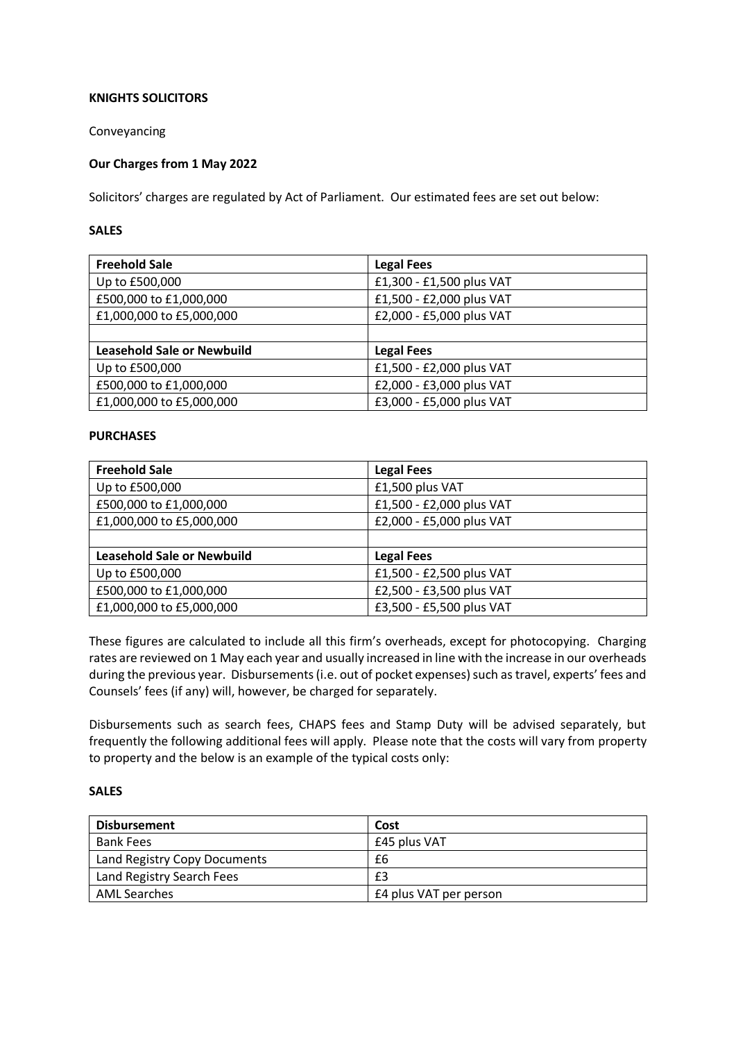**KNIGHTS SOLICITORS**

Conveyancing

**Our Charges from 1 May 2022**

Solicitors' charges are regulated by Act of Parliament. Our estimated fees are set out below:

**SALES**

| **Freehold Sale** | **Legal Fees** |
|---|---|
| Up to £500,000 | £1,300 - £1,500 plus VAT |
| £500,000 to £1,000,000 | £1,500 - £2,000 plus VAT |
| £1,000,000 to £5,000,000 | £2,000 - £5,000 plus VAT |
| | |
| **Leasehold Sale or Newbuild** | **Legal Fees** |
| Up to £500,000 | £1,500 - £2,000 plus VAT |
| £500,000 to £1,000,000 | £2,000 - £3,000 plus VAT |
| £1,000,000 to £5,000,000 | £3,000 - £5,000 plus VAT |

**PURCHASES**

| **Freehold Sale** | **Legal Fees** |
|---|---|
| Up to £500,000 | £1,500 plus VAT |
| £500,000 to £1,000,000 | £1,500 - £2,000 plus VAT |
| £1,000,000 to £5,000,000 | £2,000 - £5,000 plus VAT |
| | |
| **Leasehold Sale or Newbuild** | **Legal Fees** |
| Up to £500,000 | £1,500 - £2,500 plus VAT |
| £500,000 to £1,000,000 | £2,500 - £3,500 plus VAT |
| £1,000,000 to £5,000,000 | £3,500 - £5,500 plus VAT |

These figures are calculated to include all this firm's overheads, except for photocopying. Charging rates are reviewed on 1 May each year and usually increased in line with the increase in our overheads during the previous year. Disbursements (i.e. out of pocket expenses) such as travel, experts' fees and Counsels' fees (if any) will, however, be charged for separately.

Disbursements such as search fees, CHAPS fees and Stamp Duty will be advised separately, but frequently the following additional fees will apply. Please note that the costs will vary from property to property and the below is an example of the typical costs only:

**SALES**

| **Disbursement** | **Cost** |
|---|---|
| Bank Fees | £45 plus VAT |
| Land Registry Copy Documents | £6 |
| Land Registry Search Fees | £3 |
| AML Searches | £4 plus VAT per person |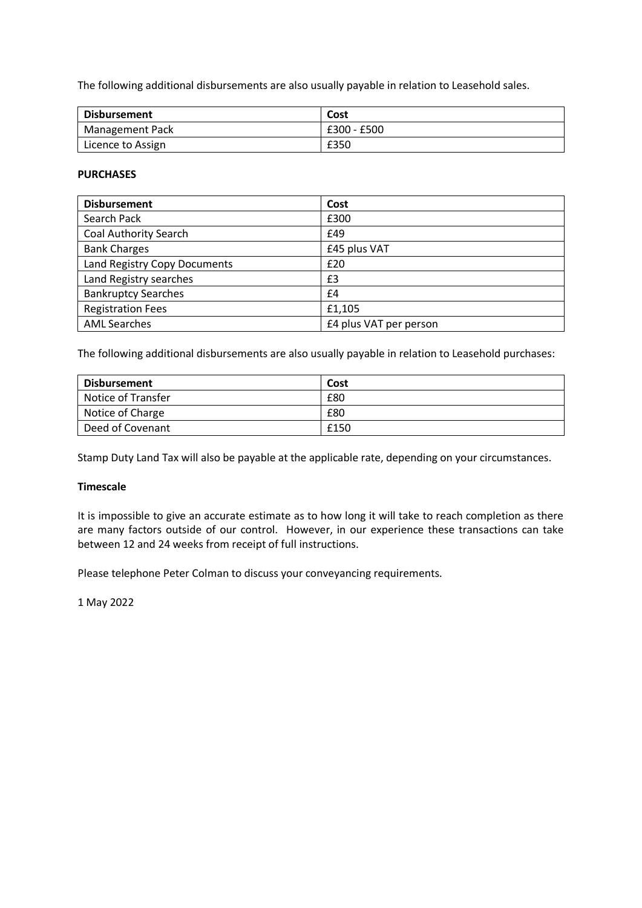The following additional disbursements are also usually payable in relation to Leasehold sales.

| Disbursement | Cost |
|---|---|
| Management Pack | £300 - £500 |
| Licence to Assign | £350 |

**PURCHASES**

| Disbursement | Cost |
|---|---|
| Search Pack | £300 |
| Coal Authority Search | £49 |
| Bank Charges | £45 plus VAT |
| Land Registry Copy Documents | £20 |
| Land Registry searches | £3 |
| Bankruptcy Searches | £4 |
| Registration Fees | £1,105 |
| AML Searches | £4 plus VAT per person |

The following additional disbursements are also usually payable in relation to Leasehold purchases:

| Disbursement | Cost |
|---|---|
| Notice of Transfer | £80 |
| Notice of Charge | £80 |
| Deed of Covenant | £150 |

Stamp Duty Land Tax will also be payable at the applicable rate, depending on your circumstances.

**Timescale**

It is impossible to give an accurate estimate as to how long it will take to reach completion as there are many factors outside of our control. However, in our experience these transactions can take between 12 and 24 weeks from receipt of full instructions.

Please telephone Peter Colman to discuss your conveyancing requirements.

1 May 2022